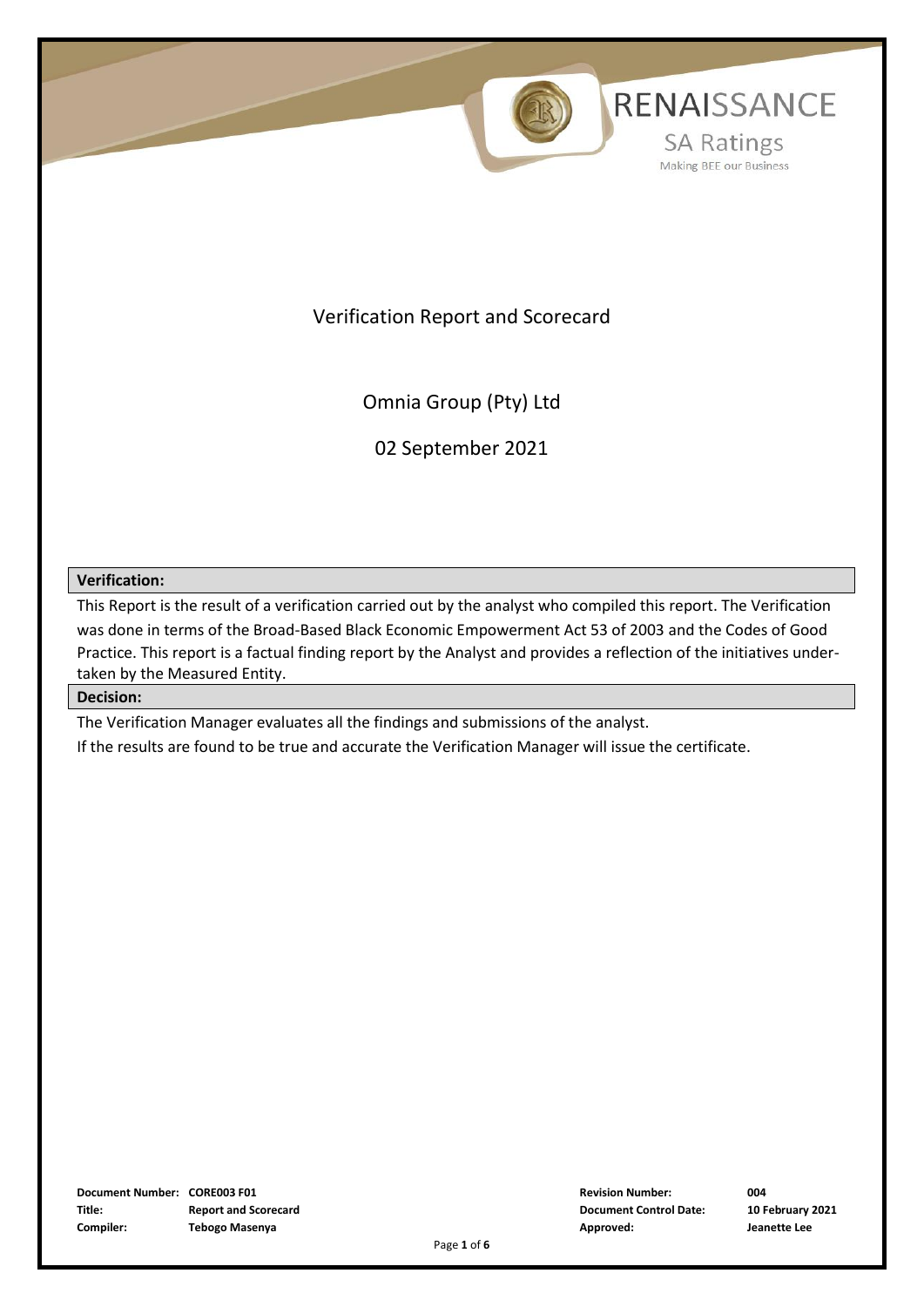RENAISSANCE

SA Ratings

Making BEE our Business

# Verification Report and Scorecard

## Omnia Group (Pty) Ltd

## 02 September 2021

**Verification:**

This Report is the result of a verification carried out by the analyst who compiled this report. The Verification was done in terms of the Broad-Based Black Economic Empowerment Act 53 of 2003 and the Codes of Good Practice. This report is a factual finding report by the Analyst and provides a reflection of the initiatives undertaken by the Measured Entity.

**Decision:**

The Verification Manager evaluates all the findings and submissions of the analyst.

If the results are found to be true and accurate the Verification Manager will issue the certificate.

| | | | |
|---|---|---|---|
| **Document Number:** | **CORE003 F01** | **Revision Number:** | **004** |
| **Title:** | **Report and Scorecard** | **Document Control Date:** | **10 February 2021** |
| **Compiler:** | **Tebogo Masenya** | **Approved:** | **Jeanette Lee** |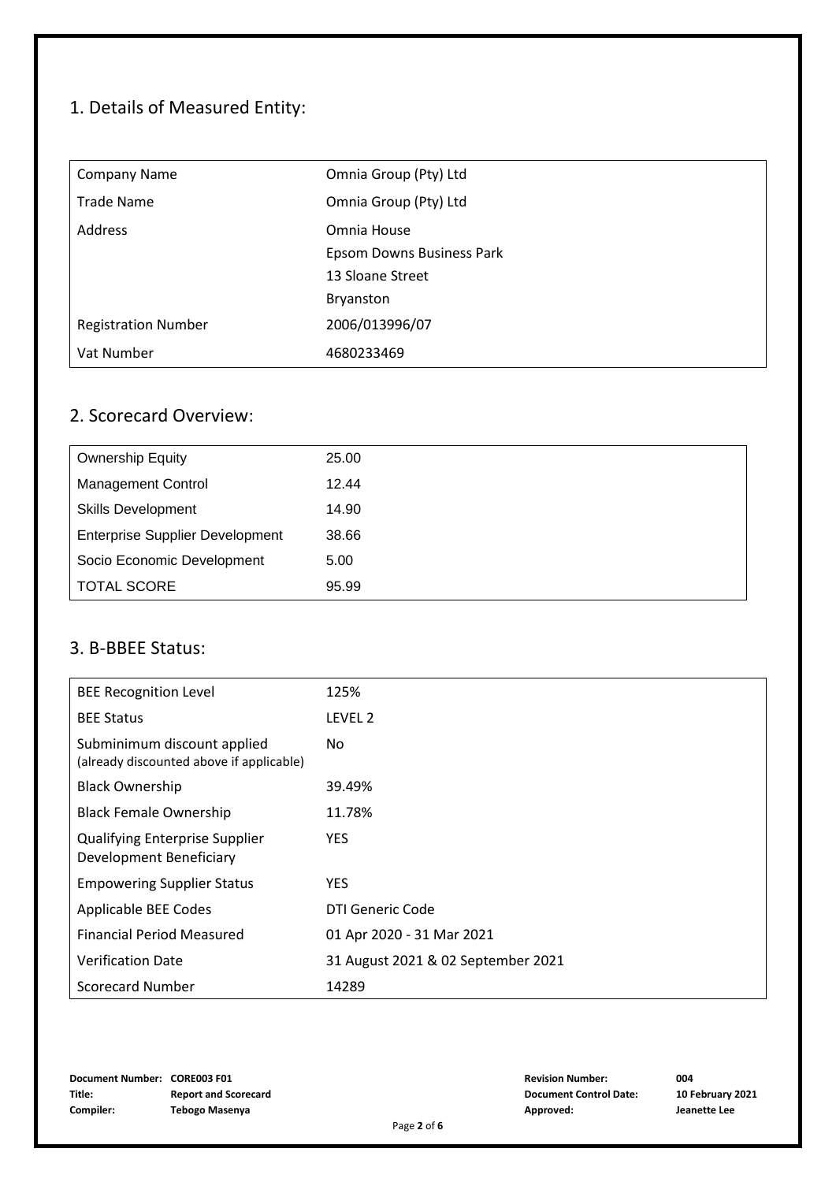## 1. Details of Measured Entity:

| | |
|---|---|
| Company Name | Omnia Group (Pty) Ltd |
| Trade Name | Omnia Group (Pty) Ltd |
| Address | Omnia House<br>Epsom Downs Business Park<br>13 Sloane Street<br>Bryanston |
| Registration Number | 2006/013996/07 |
| Vat Number | 4680233469 |

## 2. Scorecard Overview:

| | |
|---|---|
| Ownership Equity | 25.00 |
| Management Control | 12.44 |
| Skills Development | 14.90 |
| Enterprise Supplier Development | 38.66 |
| Socio Economic Development | 5.00 |
| TOTAL SCORE | 95.99 |

## 3. B-BBEE Status:

| | |
|---|---|
| BEE Recognition Level | 125% |
| BEE Status | LEVEL 2 |
| Subminimum discount applied (already discounted above if applicable) | No |
| Black Ownership | 39.49% |
| Black Female Ownership | 11.78% |
| Qualifying Enterprise Supplier Development Beneficiary | YES |
| Empowering Supplier Status | YES |
| Applicable BEE Codes | DTI Generic Code |
| Financial Period Measured | 01 Apr 2020 - 31 Mar 2021 |
| Verification Date | 31 August 2021 & 02 September 2021 |
| Scorecard Number | 14289 |

**Document Number:** CORE003 F01 **Revision Number:** 004
**Title:** Report and Scorecard **Document Control Date:** 10 February 2021
**Compiler:** Tebogo Masenya **Approved:** Jeanette Lee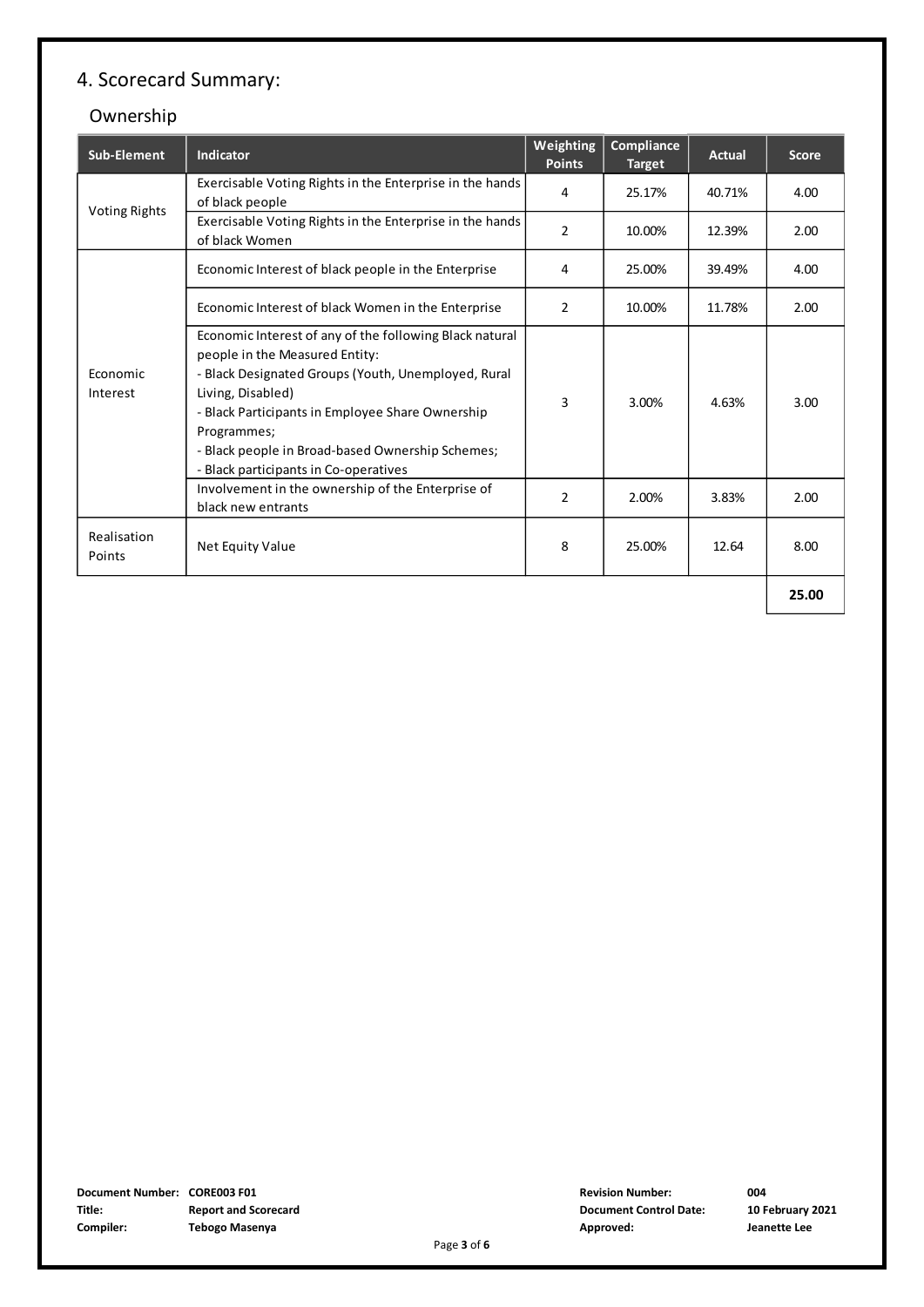## 4. Scorecard Summary:

### Ownership

| Sub-Element | Indicator | Weighting Points | Compliance Target | Actual | Score |
|---|---|---|---|---|---|
| Voting Rights | Exercisable Voting Rights in the Enterprise in the hands of black people | 4 | 25.17% | 40.71% | 4.00 |
| | Exercisable Voting Rights in the Enterprise in the hands of black Women | 2 | 10.00% | 12.39% | 2.00 |
| Economic Interest | Economic Interest of black people in the Enterprise | 4 | 25.00% | 39.49% | 4.00 |
| | Economic Interest of black Women in the Enterprise | 2 | 10.00% | 11.78% | 2.00 |
| | Economic Interest of any of the following Black natural people in the Measured Entity:<br>- Black Designated Groups (Youth, Unemployed, Rural Living, Disabled)<br>- Black Participants in Employee Share Ownership Programmes;<br>- Black people in Broad-based Ownership Schemes;<br>- Black participants in Co-operatives | 3 | 3.00% | 4.63% | 3.00 |
| | Involvement in the ownership of the Enterprise of black new entrants | 2 | 2.00% | 3.83% | 2.00 |
| Realisation Points | Net Equity Value | 8 | 25.00% | 12.64 | 8.00 |
| | | | | | **25.00** |

**Document Number:** CORE003 F01
**Title:** Report and Scorecard
**Compiler:** Tebogo Masenya
**Revision Number:** 004
**Document Control Date:** 10 February 2021
**Approved:** Jeanette Lee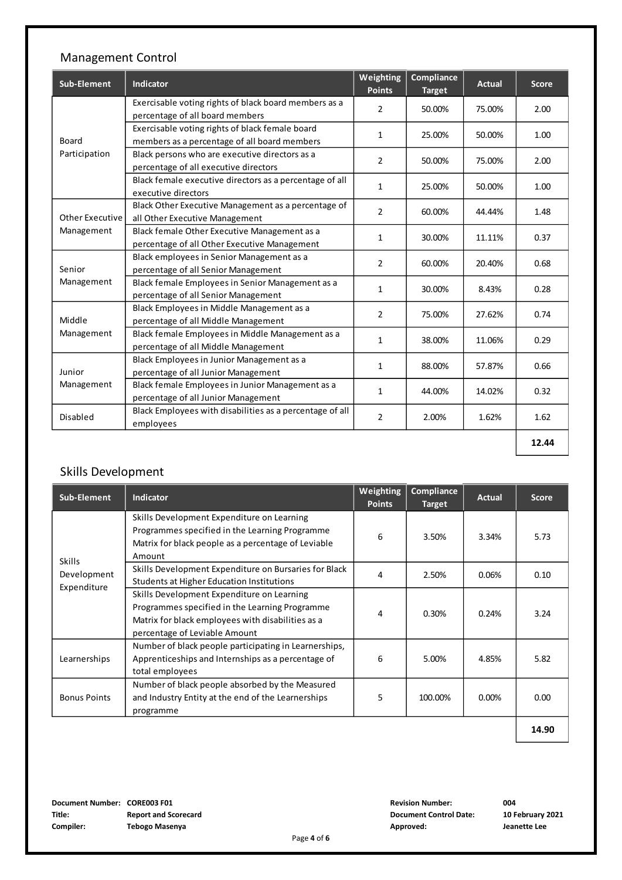## Management Control

| Sub-Element | Indicator | Weighting Points | Compliance Target | Actual | Score |
|---|---|---|---|---|---|
| Board Participation | Exercisable voting rights of black board members as a percentage of all board members | 2 | 50.00% | 75.00% | 2.00 |
| | Exercisable voting rights of black female board members as a percentage of all board members | 1 | 25.00% | 50.00% | 1.00 |
| | Black persons who are executive directors as a percentage of all executive directors | 2 | 50.00% | 75.00% | 2.00 |
| | Black female executive directors as a percentage of all executive directors | 1 | 25.00% | 50.00% | 1.00 |
| Other Executive Management | Black Other Executive Management as a percentage of all Other Executive Management | 2 | 60.00% | 44.44% | 1.48 |
| | Black female Other Executive Management as a percentage of all Other Executive Management | 1 | 30.00% | 11.11% | 0.37 |
| Senior Management | Black employees in Senior Management as a percentage of all Senior Management | 2 | 60.00% | 20.40% | 0.68 |
| | Black female Employees in Senior Management as a percentage of all Senior Management | 1 | 30.00% | 8.43% | 0.28 |
| Middle Management | Black Employees in Middle Management as a percentage of all Middle Management | 2 | 75.00% | 27.62% | 0.74 |
| | Black female Employees in Middle Management as a percentage of all Middle Management | 1 | 38.00% | 11.06% | 0.29 |
| Junior Management | Black Employees in Junior Management as a percentage of all Junior Management | 1 | 88.00% | 57.87% | 0.66 |
| | Black female Employees in Junior Management as a percentage of all Junior Management | 1 | 44.00% | 14.02% | 0.32 |
| Disabled | Black Employees with disabilities as a percentage of all employees | 2 | 2.00% | 1.62% | 1.62 |
| | | | | | **12.44** |

## Skills Development

| Sub-Element | Indicator | Weighting Points | Compliance Target | Actual | Score |
|---|---|---|---|---|---|
| Skills Development Expenditure | Skills Development Expenditure on Learning Programmes specified in the Learning Programme Matrix for black people as a percentage of Leviable Amount | 6 | 3.50% | 3.34% | 5.73 |
| | Skills Development Expenditure on Bursaries for Black Students at Higher Education Institutions | 4 | 2.50% | 0.06% | 0.10 |
| | Skills Development Expenditure on Learning Programmes specified in the Learning Programme Matrix for black employees with disabilities as a percentage of Leviable Amount | 4 | 0.30% | 0.24% | 3.24 |
| Learnerships | Number of black people participating in Learnerships, Apprenticeships and Internships as a percentage of total employees | 6 | 5.00% | 4.85% | 5.82 |
| Bonus Points | Number of black people absorbed by the Measured and Industry Entity at the end of the Learnerships programme | 5 | 100.00% | 0.00% | 0.00 |
| | | | | | **14.90** |

**Document Number:** CORE003 F01
**Title:** Report and Scorecard
**Compiler:** Tebogo Masenya
**Revision Number:** 004
**Document Control Date:** 10 February 2021
**Approved:** Jeanette Lee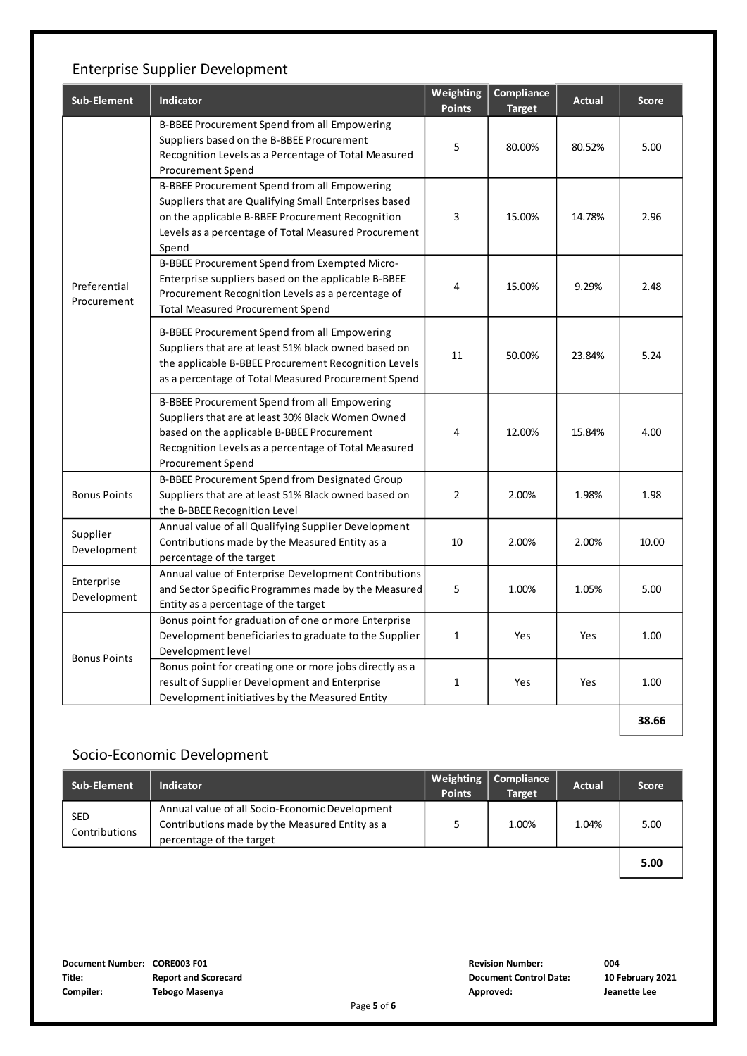## Enterprise Supplier Development

| Sub-Element | Indicator | Weighting Points | Compliance Target | Actual | Score |
|---|---|---|---|---|---|
| Preferential Procurement | B-BBEE Procurement Spend from all Empowering Suppliers based on the B-BBEE Procurement Recognition Levels as a Percentage of Total Measured Procurement Spend | 5 | 80.00% | 80.52% | 5.00 |
| | B-BBEE Procurement Spend from all Empowering Suppliers that are Qualifying Small Enterprises based on the applicable B-BBEE Procurement Recognition Levels as a percentage of Total Measured Procurement Spend | 3 | 15.00% | 14.78% | 2.96 |
| | B-BBEE Procurement Spend from Exempted Micro-Enterprise suppliers based on the applicable B-BBEE Procurement Recognition Levels as a percentage of Total Measured Procurement Spend | 4 | 15.00% | 9.29% | 2.48 |
| | B-BBEE Procurement Spend from all Empowering Suppliers that are at least 51% black owned based on the applicable B-BBEE Procurement Recognition Levels as a percentage of Total Measured Procurement Spend | 11 | 50.00% | 23.84% | 5.24 |
| | B-BBEE Procurement Spend from all Empowering Suppliers that are at least 30% Black Women Owned based on the applicable B-BBEE Procurement Recognition Levels as a percentage of Total Measured Procurement Spend | 4 | 12.00% | 15.84% | 4.00 |
| Bonus Points | B-BBEE Procurement Spend from Designated Group Suppliers that are at least 51% Black owned based on the B-BBEE Recognition Level | 2 | 2.00% | 1.98% | 1.98 |
| Supplier Development | Annual value of all Qualifying Supplier Development Contributions made by the Measured Entity as a percentage of the target | 10 | 2.00% | 2.00% | 10.00 |
| Enterprise Development | Annual value of Enterprise Development Contributions and Sector Specific Programmes made by the Measured Entity as a percentage of the target | 5 | 1.00% | 1.05% | 5.00 |
| Bonus Points | Bonus point for graduation of one or more Enterprise Development beneficiaries to graduate to the Supplier Development level | 1 | Yes | Yes | 1.00 |
| | Bonus point for creating one or more jobs directly as a result of Supplier Development and Enterprise Development initiatives by the Measured Entity | 1 | Yes | Yes | 1.00 |
| | | | | | **38.66** |

## Socio-Economic Development

| Sub-Element | Indicator | Weighting Points | Compliance Target | Actual | Score |
|---|---|---|---|---|---|
| SED Contributions | Annual value of all Socio-Economic Development Contributions made by the Measured Entity as a percentage of the target | 5 | 1.00% | 1.04% | 5.00 |
| | | | | | **5.00** |

**Document Number:** CORE003 F01
**Title:** Report and Scorecard
**Compiler:** Tebogo Masenya
**Revision Number:** 004
**Document Control Date:** 10 February 2021
**Approved:** Jeanette Lee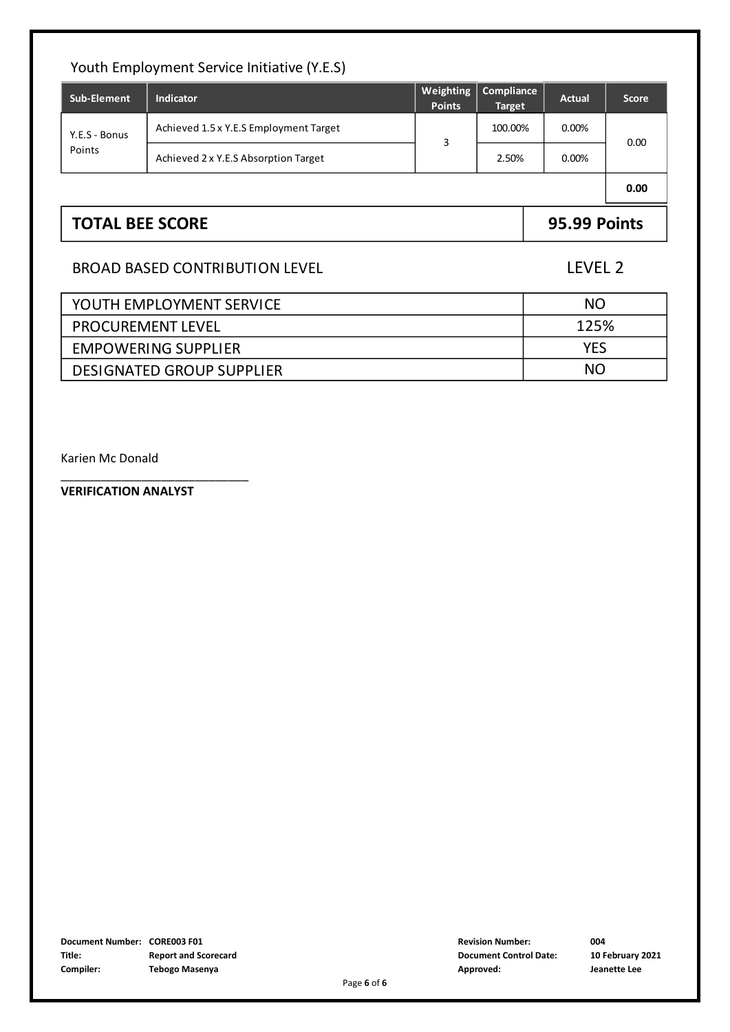## Youth Employment Service Initiative (Y.E.S)

| Sub-Element | Indicator | Weighting Points | Compliance Target | Actual | Score |
|---|---|---|---|---|---|
| Y.E.S - Bonus Points | Achieved 1.5 x Y.E.S Employment Target | 3 | 100.00% | 0.00% | 0.00 |
| | Achieved 2 x Y.E.S Absorption Target | | 2.50% | 0.00% | |
| | | | | | **0.00** |

| | |
|---|---|
| **TOTAL BEE SCORE** | **95.99 Points** |

BROAD BASED CONTRIBUTION LEVEL — LEVEL 2

| | |
|---|---|
| YOUTH EMPLOYMENT SERVICE | NO |
| PROCUREMENT LEVEL | 125% |
| EMPOWERING SUPPLIER | YES |
| DESIGNATED GROUP SUPPLIER | NO |

Karien Mc Donald

____________________________

**VERIFICATION ANALYST**

| | | | |
|---|---|---|---|
| **Document Number:** | **CORE003 F01** | **Revision Number:** | **004** |
| **Title:** | **Report and Scorecard** | **Document Control Date:** | **10 February 2021** |
| **Compiler:** | **Tebogo Masenya** | **Approved:** | **Jeanette Lee** |